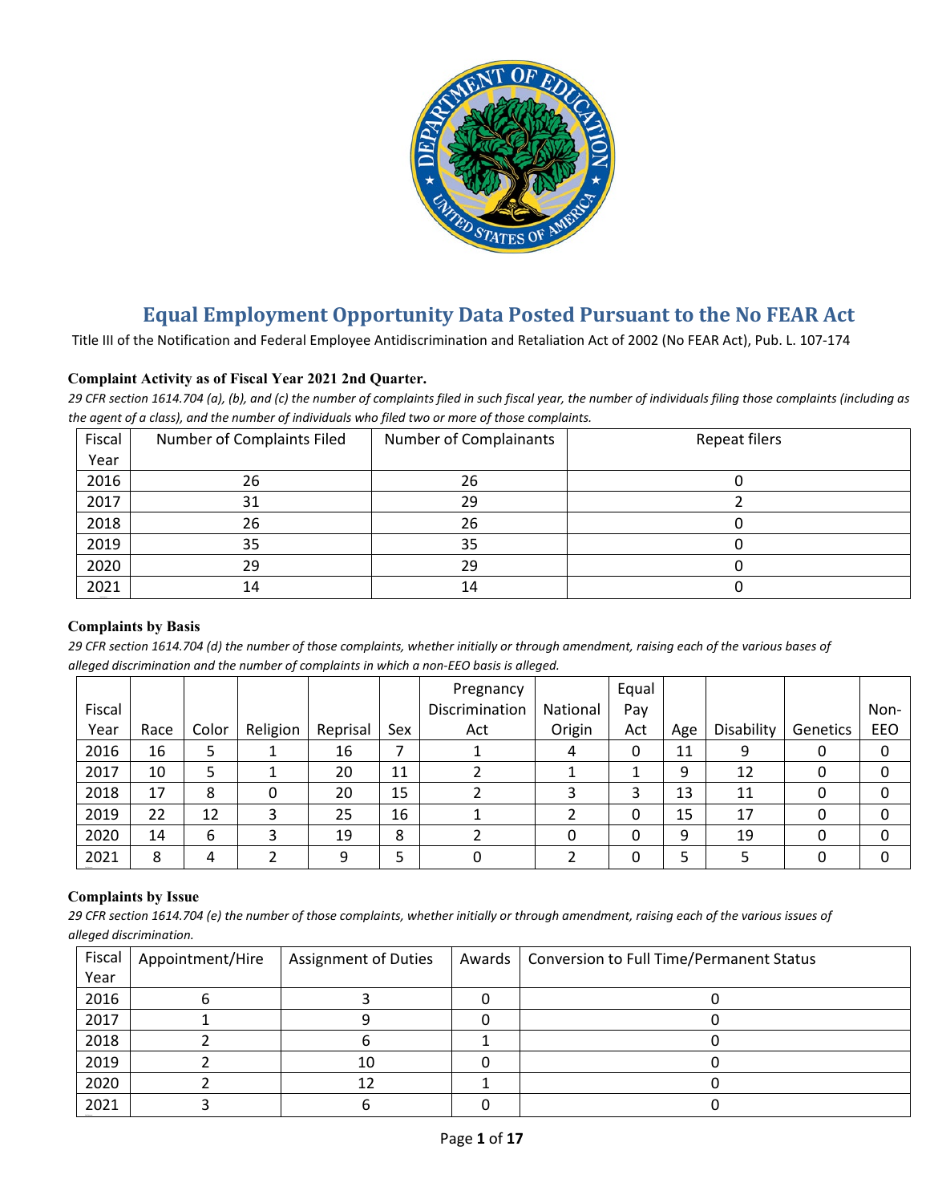# Equal Employment Opportunity Data Posted Pursuant to the No FEAR Act

Title III of the Notification and Federal Employee Antidiscrimination and Retaliation Act of 2002 (No FEAR Act), Pub. L. 107-174

### Complaint Activity as of Fiscal Year 2021 2nd Quarter.

*29 CFR section 1614.704 (a), (b), and (c) the number of complaints filed in such fiscal year, the number of individuals filing those complaints (including as the agent of a class), and the number of individuals who filed two or more of those complaints.*

| Fiscal Year | Number of Complaints Filed | Number of Complainants | Repeat filers |
|---|---|---|---|
| 2016 | 26 | 26 | 0 |
| 2017 | 31 | 29 | 2 |
| 2018 | 26 | 26 | 0 |
| 2019 | 35 | 35 | 0 |
| 2020 | 29 | 29 | 0 |
| 2021 | 14 | 14 | 0 |

### Complaints by Basis

*29 CFR section 1614.704 (d) the number of those complaints, whether initially or through amendment, raising each of the various bases of alleged discrimination and the number of complaints in which a non-EEO basis is alleged.*

| Fiscal Year | Race | Color | Religion | Reprisal | Sex | Pregnancy Discrimination Act | National Origin | Equal Pay Act | Age | Disability | Genetics | Non-EEO |
|---|---|---|---|---|---|---|---|---|---|---|---|---|
| 2016 | 16 | 5 | 1 | 16 | 7 | 1 | 4 | 0 | 11 | 9 | 0 | 0 |
| 2017 | 10 | 5 | 1 | 20 | 11 | 2 | 1 | 1 | 9 | 12 | 0 | 0 |
| 2018 | 17 | 8 | 0 | 20 | 15 | 2 | 3 | 3 | 13 | 11 | 0 | 0 |
| 2019 | 22 | 12 | 3 | 25 | 16 | 1 | 2 | 0 | 15 | 17 | 0 | 0 |
| 2020 | 14 | 6 | 3 | 19 | 8 | 2 | 0 | 0 | 9 | 19 | 0 | 0 |
| 2021 | 8 | 4 | 2 | 9 | 5 | 0 | 2 | 0 | 5 | 5 | 0 | 0 |

### Complaints by Issue

*29 CFR section 1614.704 (e) the number of those complaints, whether initially or through amendment, raising each of the various issues of alleged discrimination.*

| Fiscal Year | Appointment/Hire | Assignment of Duties | Awards | Conversion to Full Time/Permanent Status |
|---|---|---|---|---|
| 2016 | 6 | 3 | 0 | 0 |
| 2017 | 1 | 9 | 0 | 0 |
| 2018 | 2 | 6 | 1 | 0 |
| 2019 | 2 | 10 | 0 | 0 |
| 2020 | 2 | 12 | 1 | 0 |
| 2021 | 3 | 6 | 0 | 0 |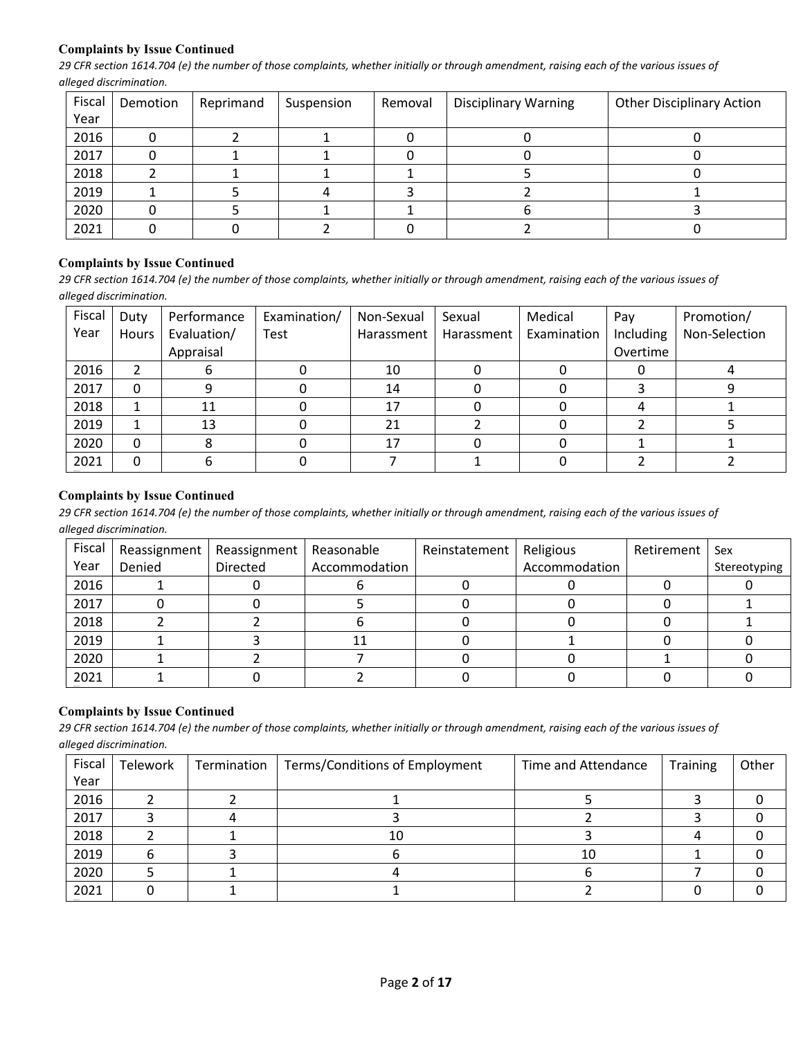#### Complaints by Issue Continued

*29 CFR section 1614.704 (e) the number of those complaints, whether initially or through amendment, raising each of the various issues of alleged discrimination.*

| Fiscal Year | Demotion | Reprimand | Suspension | Removal | Disciplinary Warning | Other Disciplinary Action |
|---|---|---|---|---|---|---|
| 2016 | 0 | 2 | 1 | 0 | 0 | 0 |
| 2017 | 0 | 1 | 1 | 0 | 0 | 0 |
| 2018 | 2 | 1 | 1 | 1 | 5 | 0 |
| 2019 | 1 | 5 | 4 | 3 | 2 | 1 |
| 2020 | 0 | 5 | 1 | 1 | 6 | 3 |
| 2021 | 0 | 0 | 2 | 0 | 2 | 0 |

#### Complaints by Issue Continued

*29 CFR section 1614.704 (e) the number of those complaints, whether initially or through amendment, raising each of the various issues of alleged discrimination.*

| Fiscal Year | Duty Hours | Performance Evaluation/ Appraisal | Examination/ Test | Non-Sexual Harassment | Sexual Harassment | Medical Examination | Pay Including Overtime | Promotion/ Non-Selection |
|---|---|---|---|---|---|---|---|---|
| 2016 | 2 | 6 | 0 | 10 | 0 | 0 | 0 | 4 |
| 2017 | 0 | 9 | 0 | 14 | 0 | 0 | 3 | 9 |
| 2018 | 1 | 11 | 0 | 17 | 0 | 0 | 4 | 1 |
| 2019 | 1 | 13 | 0 | 21 | 2 | 0 | 2 | 5 |
| 2020 | 0 | 8 | 0 | 17 | 0 | 0 | 1 | 1 |
| 2021 | 0 | 6 | 0 | 7 | 1 | 0 | 2 | 2 |

#### Complaints by Issue Continued

*29 CFR section 1614.704 (e) the number of those complaints, whether initially or through amendment, raising each of the various issues of alleged discrimination.*

| Fiscal Year | Reassignment Denied | Reassignment Directed | Reasonable Accommodation | Reinstatement | Religious Accommodation | Retirement | Sex Stereotyping |
|---|---|---|---|---|---|---|---|
| 2016 | 1 | 0 | 6 | 0 | 0 | 0 | 0 |
| 2017 | 0 | 0 | 5 | 0 | 0 | 0 | 1 |
| 2018 | 2 | 2 | 6 | 0 | 0 | 0 | 1 |
| 2019 | 1 | 3 | 11 | 0 | 1 | 0 | 0 |
| 2020 | 1 | 2 | 7 | 0 | 0 | 1 | 0 |
| 2021 | 1 | 0 | 2 | 0 | 0 | 0 | 0 |

#### Complaints by Issue Continued

*29 CFR section 1614.704 (e) the number of those complaints, whether initially or through amendment, raising each of the various issues of alleged discrimination.*

| Fiscal Year | Telework | Termination | Terms/Conditions of Employment | Time and Attendance | Training | Other |
|---|---|---|---|---|---|---|
| 2016 | 2 | 2 | 1 | 5 | 3 | 0 |
| 2017 | 3 | 4 | 3 | 2 | 3 | 0 |
| 2018 | 2 | 1 | 10 | 3 | 4 | 0 |
| 2019 | 6 | 3 | 6 | 10 | 1 | 0 |
| 2020 | 5 | 1 | 4 | 6 | 7 | 0 |
| 2021 | 0 | 1 | 1 | 2 | 0 | 0 |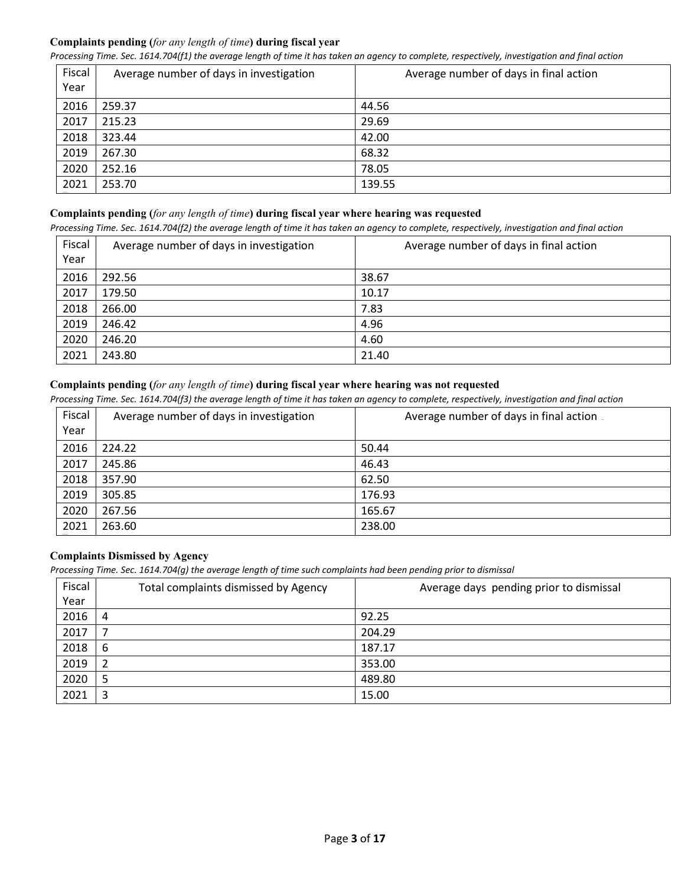**Complaints pending (*for any length of time*) during fiscal year**

*Processing Time. Sec. 1614.704(f1) the average length of time it has taken an agency to complete, respectively, investigation and final action*

| Fiscal Year | Average number of days in investigation | Average number of days in final action |
|---|---|---|
| 2016 | 259.37 | 44.56 |
| 2017 | 215.23 | 29.69 |
| 2018 | 323.44 | 42.00 |
| 2019 | 267.30 | 68.32 |
| 2020 | 252.16 | 78.05 |
| 2021 | 253.70 | 139.55 |

**Complaints pending (*for any length of time*) during fiscal year where hearing was requested**

*Processing Time. Sec. 1614.704(f2) the average length of time it has taken an agency to complete, respectively, investigation and final action*

| Fiscal Year | Average number of days in investigation | Average number of days in final action |
|---|---|---|
| 2016 | 292.56 | 38.67 |
| 2017 | 179.50 | 10.17 |
| 2018 | 266.00 | 7.83 |
| 2019 | 246.42 | 4.96 |
| 2020 | 246.20 | 4.60 |
| 2021 | 243.80 | 21.40 |

**Complaints pending (*for any length of time*) during fiscal year where hearing was not requested**

*Processing Time. Sec. 1614.704(f3) the average length of time it has taken an agency to complete, respectively, investigation and final action*

| Fiscal Year | Average number of days in investigation | Average number of days in final action |
|---|---|---|
| 2016 | 224.22 | 50.44 |
| 2017 | 245.86 | 46.43 |
| 2018 | 357.90 | 62.50 |
| 2019 | 305.85 | 176.93 |
| 2020 | 267.56 | 165.67 |
| 2021 | 263.60 | 238.00 |

**Complaints Dismissed by Agency**

*Processing Time. Sec. 1614.704(g) the average length of time such complaints had been pending prior to dismissal*

| Fiscal Year | Total complaints dismissed by Agency | Average days pending prior to dismissal |
|---|---|---|
| 2016 | 4 | 92.25 |
| 2017 | 7 | 204.29 |
| 2018 | 6 | 187.17 |
| 2019 | 2 | 353.00 |
| 2020 | 5 | 489.80 |
| 2021 | 3 | 15.00 |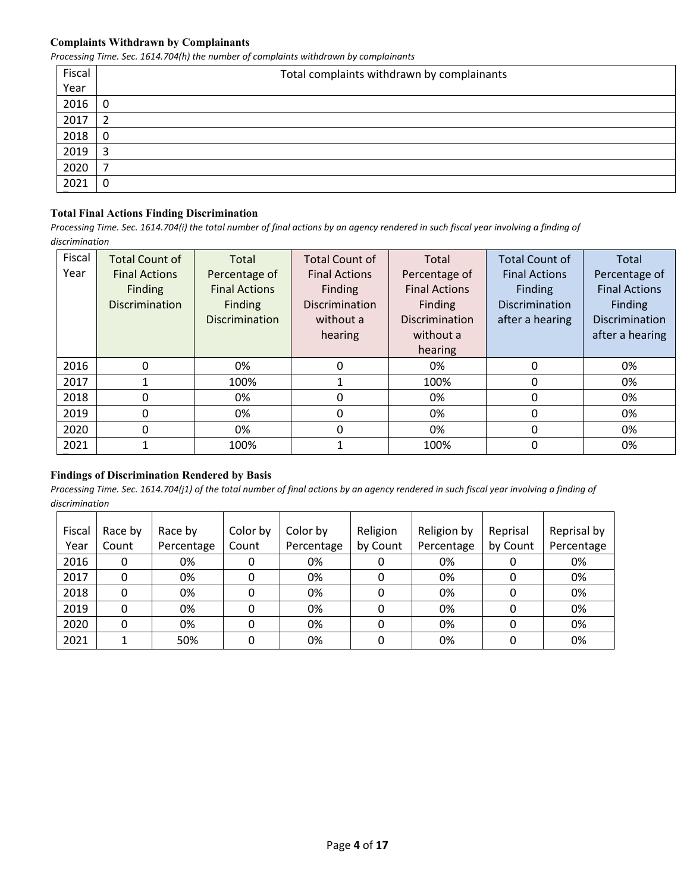### Complaints Withdrawn by Complainants

*Processing Time. Sec. 1614.704(h) the number of complaints withdrawn by complainants*

| Fiscal Year | Total complaints withdrawn by complainants |
|---|---|
| 2016 | 0 |
| 2017 | 2 |
| 2018 | 0 |
| 2019 | 3 |
| 2020 | 7 |
| 2021 | 0 |

### Total Final Actions Finding Discrimination

*Processing Time. Sec. 1614.704(i) the total number of final actions by an agency rendered in such fiscal year involving a finding of discrimination*

| Fiscal Year | Total Count of Final Actions Finding Discrimination | Total Percentage of Final Actions Finding Discrimination | Total Count of Final Actions Finding Discrimination without a hearing | Total Percentage of Final Actions Finding Discrimination without a hearing | Total Count of Final Actions Finding Discrimination after a hearing | Total Percentage of Final Actions Finding Discrimination after a hearing |
|---|---|---|---|---|---|---|
| 2016 | 0 | 0% | 0 | 0% | 0 | 0% |
| 2017 | 1 | 100% | 1 | 100% | 0 | 0% |
| 2018 | 0 | 0% | 0 | 0% | 0 | 0% |
| 2019 | 0 | 0% | 0 | 0% | 0 | 0% |
| 2020 | 0 | 0% | 0 | 0% | 0 | 0% |
| 2021 | 1 | 100% | 1 | 100% | 0 | 0% |

### Findings of Discrimination Rendered by Basis

*Processing Time. Sec. 1614.704(j1) of the total number of final actions by an agency rendered in such fiscal year involving a finding of discrimination*

| Fiscal Year | Race by Count | Race by Percentage | Color by Count | Color by Percentage | Religion by Count | Religion by Percentage | Reprisal by Count | Reprisal by Percentage |
|---|---|---|---|---|---|---|---|---|
| 2016 | 0 | 0% | 0 | 0% | 0 | 0% | 0 | 0% |
| 2017 | 0 | 0% | 0 | 0% | 0 | 0% | 0 | 0% |
| 2018 | 0 | 0% | 0 | 0% | 0 | 0% | 0 | 0% |
| 2019 | 0 | 0% | 0 | 0% | 0 | 0% | 0 | 0% |
| 2020 | 0 | 0% | 0 | 0% | 0 | 0% | 0 | 0% |
| 2021 | 1 | 50% | 0 | 0% | 0 | 0% | 0 | 0% |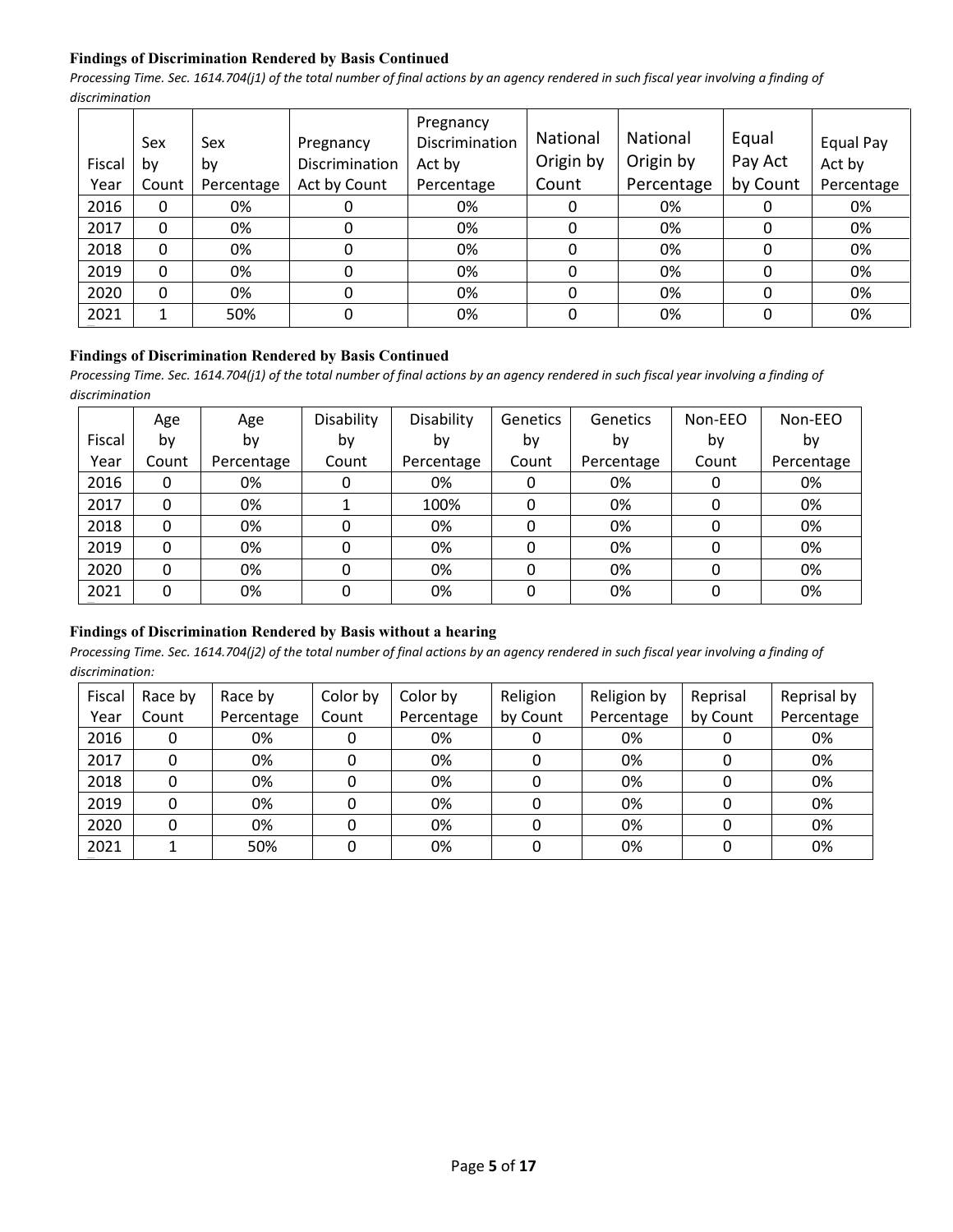#### Findings of Discrimination Rendered by Basis Continued

*Processing Time. Sec. 1614.704(j1) of the total number of final actions by an agency rendered in such fiscal year involving a finding of discrimination*

| Fiscal Year | Sex by Count | Sex by Percentage | Pregnancy Discrimination Act by Count | Pregnancy Discrimination Act by Percentage | National Origin by Count | National Origin by Percentage | Equal Pay Act by Count | Equal Pay Act by Percentage |
|---|---|---|---|---|---|---|---|---|
| 2016 | 0 | 0% | 0 | 0% | 0 | 0% | 0 | 0% |
| 2017 | 0 | 0% | 0 | 0% | 0 | 0% | 0 | 0% |
| 2018 | 0 | 0% | 0 | 0% | 0 | 0% | 0 | 0% |
| 2019 | 0 | 0% | 0 | 0% | 0 | 0% | 0 | 0% |
| 2020 | 0 | 0% | 0 | 0% | 0 | 0% | 0 | 0% |
| 2021 | 1 | 50% | 0 | 0% | 0 | 0% | 0 | 0% |

#### Findings of Discrimination Rendered by Basis Continued

*Processing Time. Sec. 1614.704(j1) of the total number of final actions by an agency rendered in such fiscal year involving a finding of discrimination*

| Fiscal Year | Age by Count | Age by Percentage | Disability by Count | Disability by Percentage | Genetics by Count | Genetics by Percentage | Non-EEO by Count | Non-EEO by Percentage |
|---|---|---|---|---|---|---|---|---|
| 2016 | 0 | 0% | 0 | 0% | 0 | 0% | 0 | 0% |
| 2017 | 0 | 0% | 1 | 100% | 0 | 0% | 0 | 0% |
| 2018 | 0 | 0% | 0 | 0% | 0 | 0% | 0 | 0% |
| 2019 | 0 | 0% | 0 | 0% | 0 | 0% | 0 | 0% |
| 2020 | 0 | 0% | 0 | 0% | 0 | 0% | 0 | 0% |
| 2021 | 0 | 0% | 0 | 0% | 0 | 0% | 0 | 0% |

#### Findings of Discrimination Rendered by Basis without a hearing

*Processing Time. Sec. 1614.704(j2) of the total number of final actions by an agency rendered in such fiscal year involving a finding of discrimination:*

| Fiscal Year | Race by Count | Race by Percentage | Color by Count | Color by Percentage | Religion by Count | Religion by Percentage | Reprisal by Count | Reprisal by Percentage |
|---|---|---|---|---|---|---|---|---|
| 2016 | 0 | 0% | 0 | 0% | 0 | 0% | 0 | 0% |
| 2017 | 0 | 0% | 0 | 0% | 0 | 0% | 0 | 0% |
| 2018 | 0 | 0% | 0 | 0% | 0 | 0% | 0 | 0% |
| 2019 | 0 | 0% | 0 | 0% | 0 | 0% | 0 | 0% |
| 2020 | 0 | 0% | 0 | 0% | 0 | 0% | 0 | 0% |
| 2021 | 1 | 50% | 0 | 0% | 0 | 0% | 0 | 0% |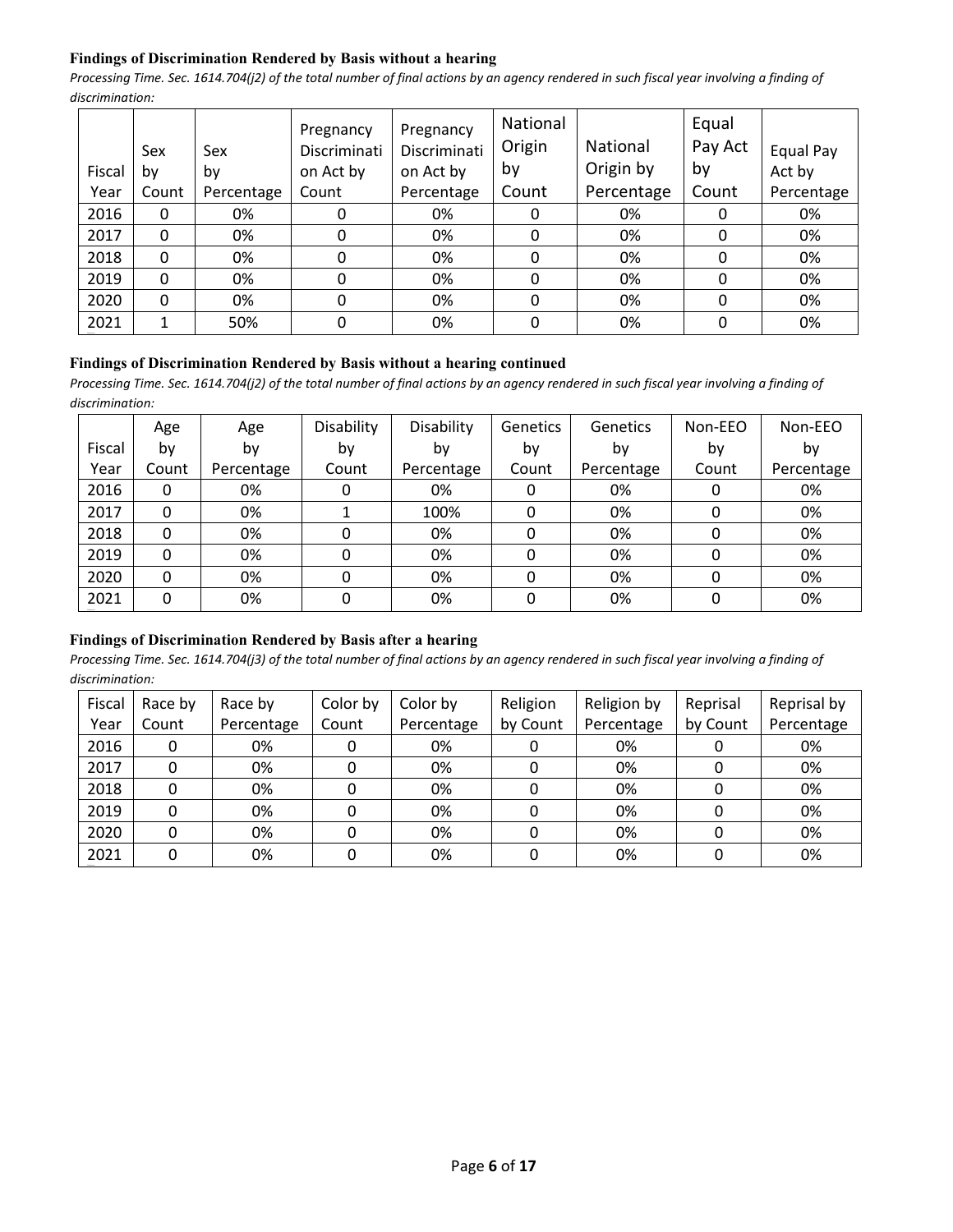**Findings of Discrimination Rendered by Basis without a hearing**

*Processing Time. Sec. 1614.704(j2) of the total number of final actions by an agency rendered in such fiscal year involving a finding of discrimination:*

| Fiscal Year | Sex by Count | Sex by Percentage | Pregnancy Discrimination Act by Count | Pregnancy Discrimination Act by Percentage | National Origin by Count | National Origin by Percentage | Equal Pay Act by Count | Equal Pay Act by Percentage |
|---|---|---|---|---|---|---|---|---|
| 2016 | 0 | 0% | 0 | 0% | 0 | 0% | 0 | 0% |
| 2017 | 0 | 0% | 0 | 0% | 0 | 0% | 0 | 0% |
| 2018 | 0 | 0% | 0 | 0% | 0 | 0% | 0 | 0% |
| 2019 | 0 | 0% | 0 | 0% | 0 | 0% | 0 | 0% |
| 2020 | 0 | 0% | 0 | 0% | 0 | 0% | 0 | 0% |
| 2021 | 1 | 50% | 0 | 0% | 0 | 0% | 0 | 0% |

**Findings of Discrimination Rendered by Basis without a hearing continued**

*Processing Time. Sec. 1614.704(j2) of the total number of final actions by an agency rendered in such fiscal year involving a finding of discrimination:*

| Fiscal Year | Age by Count | Age by Percentage | Disability by Count | Disability by Percentage | Genetics by Count | Genetics by Percentage | Non-EEO by Count | Non-EEO by Percentage |
|---|---|---|---|---|---|---|---|---|
| 2016 | 0 | 0% | 0 | 0% | 0 | 0% | 0 | 0% |
| 2017 | 0 | 0% | 1 | 100% | 0 | 0% | 0 | 0% |
| 2018 | 0 | 0% | 0 | 0% | 0 | 0% | 0 | 0% |
| 2019 | 0 | 0% | 0 | 0% | 0 | 0% | 0 | 0% |
| 2020 | 0 | 0% | 0 | 0% | 0 | 0% | 0 | 0% |
| 2021 | 0 | 0% | 0 | 0% | 0 | 0% | 0 | 0% |

**Findings of Discrimination Rendered by Basis after a hearing**

*Processing Time. Sec. 1614.704(j3) of the total number of final actions by an agency rendered in such fiscal year involving a finding of discrimination:*

| Fiscal Year | Race by Count | Race by Percentage | Color by Count | Color by Percentage | Religion by Count | Religion by Percentage | Reprisal by Count | Reprisal by Percentage |
|---|---|---|---|---|---|---|---|---|
| 2016 | 0 | 0% | 0 | 0% | 0 | 0% | 0 | 0% |
| 2017 | 0 | 0% | 0 | 0% | 0 | 0% | 0 | 0% |
| 2018 | 0 | 0% | 0 | 0% | 0 | 0% | 0 | 0% |
| 2019 | 0 | 0% | 0 | 0% | 0 | 0% | 0 | 0% |
| 2020 | 0 | 0% | 0 | 0% | 0 | 0% | 0 | 0% |
| 2021 | 0 | 0% | 0 | 0% | 0 | 0% | 0 | 0% |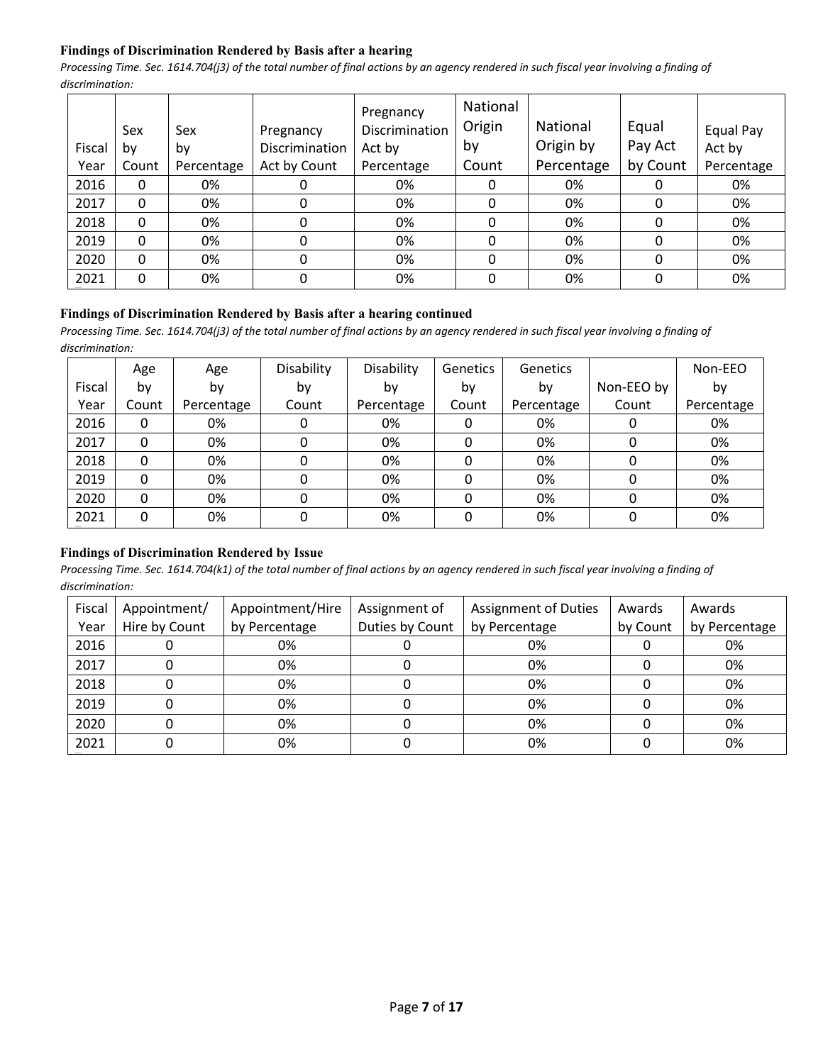**Findings of Discrimination Rendered by Basis after a hearing**

*Processing Time. Sec. 1614.704(j3) of the total number of final actions by an agency rendered in such fiscal year involving a finding of discrimination:*

| Fiscal Year | Sex by Count | Sex by Percentage | Pregnancy Discrimination Act by Count | Pregnancy Discrimination Act by Percentage | National Origin by Count | National Origin by Percentage | Equal Pay Act by Count | Equal Pay Act by Percentage |
|---|---|---|---|---|---|---|---|---|
| 2016 | 0 | 0% | 0 | 0% | 0 | 0% | 0 | 0% |
| 2017 | 0 | 0% | 0 | 0% | 0 | 0% | 0 | 0% |
| 2018 | 0 | 0% | 0 | 0% | 0 | 0% | 0 | 0% |
| 2019 | 0 | 0% | 0 | 0% | 0 | 0% | 0 | 0% |
| 2020 | 0 | 0% | 0 | 0% | 0 | 0% | 0 | 0% |
| 2021 | 0 | 0% | 0 | 0% | 0 | 0% | 0 | 0% |

**Findings of Discrimination Rendered by Basis after a hearing continued**

*Processing Time. Sec. 1614.704(j3) of the total number of final actions by an agency rendered in such fiscal year involving a finding of discrimination:*

| Fiscal Year | Age by Count | Age by Percentage | Disability by Count | Disability by Percentage | Genetics by Count | Genetics by Percentage | Non-EEO by Count | Non-EEO by Percentage |
|---|---|---|---|---|---|---|---|---|
| 2016 | 0 | 0% | 0 | 0% | 0 | 0% | 0 | 0% |
| 2017 | 0 | 0% | 0 | 0% | 0 | 0% | 0 | 0% |
| 2018 | 0 | 0% | 0 | 0% | 0 | 0% | 0 | 0% |
| 2019 | 0 | 0% | 0 | 0% | 0 | 0% | 0 | 0% |
| 2020 | 0 | 0% | 0 | 0% | 0 | 0% | 0 | 0% |
| 2021 | 0 | 0% | 0 | 0% | 0 | 0% | 0 | 0% |

**Findings of Discrimination Rendered by Issue**

*Processing Time. Sec. 1614.704(k1) of the total number of final actions by an agency rendered in such fiscal year involving a finding of discrimination:*

| Fiscal Year | Appointment/ Hire by Count | Appointment/Hire by Percentage | Assignment of Duties by Count | Assignment of Duties by Percentage | Awards by Count | Awards by Percentage |
|---|---|---|---|---|---|---|
| 2016 | 0 | 0% | 0 | 0% | 0 | 0% |
| 2017 | 0 | 0% | 0 | 0% | 0 | 0% |
| 2018 | 0 | 0% | 0 | 0% | 0 | 0% |
| 2019 | 0 | 0% | 0 | 0% | 0 | 0% |
| 2020 | 0 | 0% | 0 | 0% | 0 | 0% |
| 2021 | 0 | 0% | 0 | 0% | 0 | 0% |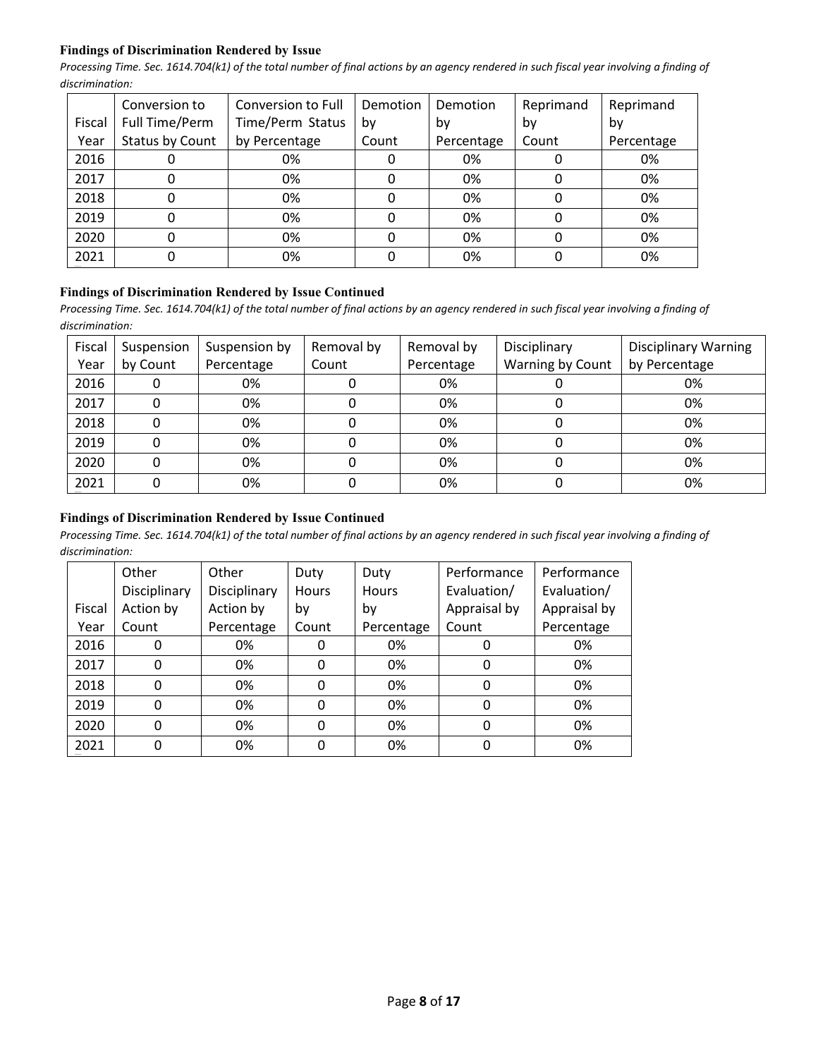### Findings of Discrimination Rendered by Issue

*Processing Time. Sec. 1614.704(k1) of the total number of final actions by an agency rendered in such fiscal year involving a finding of discrimination:*

| Fiscal Year | Conversion to Full Time/Perm Status by Count | Conversion to Full Time/Perm Status by Percentage | Demotion by Count | Demotion by Percentage | Reprimand by Count | Reprimand by Percentage |
|---|---|---|---|---|---|---|
| 2016 | 0 | 0% | 0 | 0% | 0 | 0% |
| 2017 | 0 | 0% | 0 | 0% | 0 | 0% |
| 2018 | 0 | 0% | 0 | 0% | 0 | 0% |
| 2019 | 0 | 0% | 0 | 0% | 0 | 0% |
| 2020 | 0 | 0% | 0 | 0% | 0 | 0% |
| 2021 | 0 | 0% | 0 | 0% | 0 | 0% |

### Findings of Discrimination Rendered by Issue Continued

*Processing Time. Sec. 1614.704(k1) of the total number of final actions by an agency rendered in such fiscal year involving a finding of discrimination:*

| Fiscal Year | Suspension by Count | Suspension by Percentage | Removal by Count | Removal by Percentage | Disciplinary Warning by Count | Disciplinary Warning by Percentage |
|---|---|---|---|---|---|---|
| 2016 | 0 | 0% | 0 | 0% | 0 | 0% |
| 2017 | 0 | 0% | 0 | 0% | 0 | 0% |
| 2018 | 0 | 0% | 0 | 0% | 0 | 0% |
| 2019 | 0 | 0% | 0 | 0% | 0 | 0% |
| 2020 | 0 | 0% | 0 | 0% | 0 | 0% |
| 2021 | 0 | 0% | 0 | 0% | 0 | 0% |

### Findings of Discrimination Rendered by Issue Continued

*Processing Time. Sec. 1614.704(k1) of the total number of final actions by an agency rendered in such fiscal year involving a finding of discrimination:*

| Fiscal Year | Other Disciplinary Action by Count | Other Disciplinary Action by Percentage | Duty Hours by Count | Duty Hours by Percentage | Performance Evaluation/ Appraisal by Count | Performance Evaluation/ Appraisal by Percentage |
|---|---|---|---|---|---|---|
| 2016 | 0 | 0% | 0 | 0% | 0 | 0% |
| 2017 | 0 | 0% | 0 | 0% | 0 | 0% |
| 2018 | 0 | 0% | 0 | 0% | 0 | 0% |
| 2019 | 0 | 0% | 0 | 0% | 0 | 0% |
| 2020 | 0 | 0% | 0 | 0% | 0 | 0% |
| 2021 | 0 | 0% | 0 | 0% | 0 | 0% |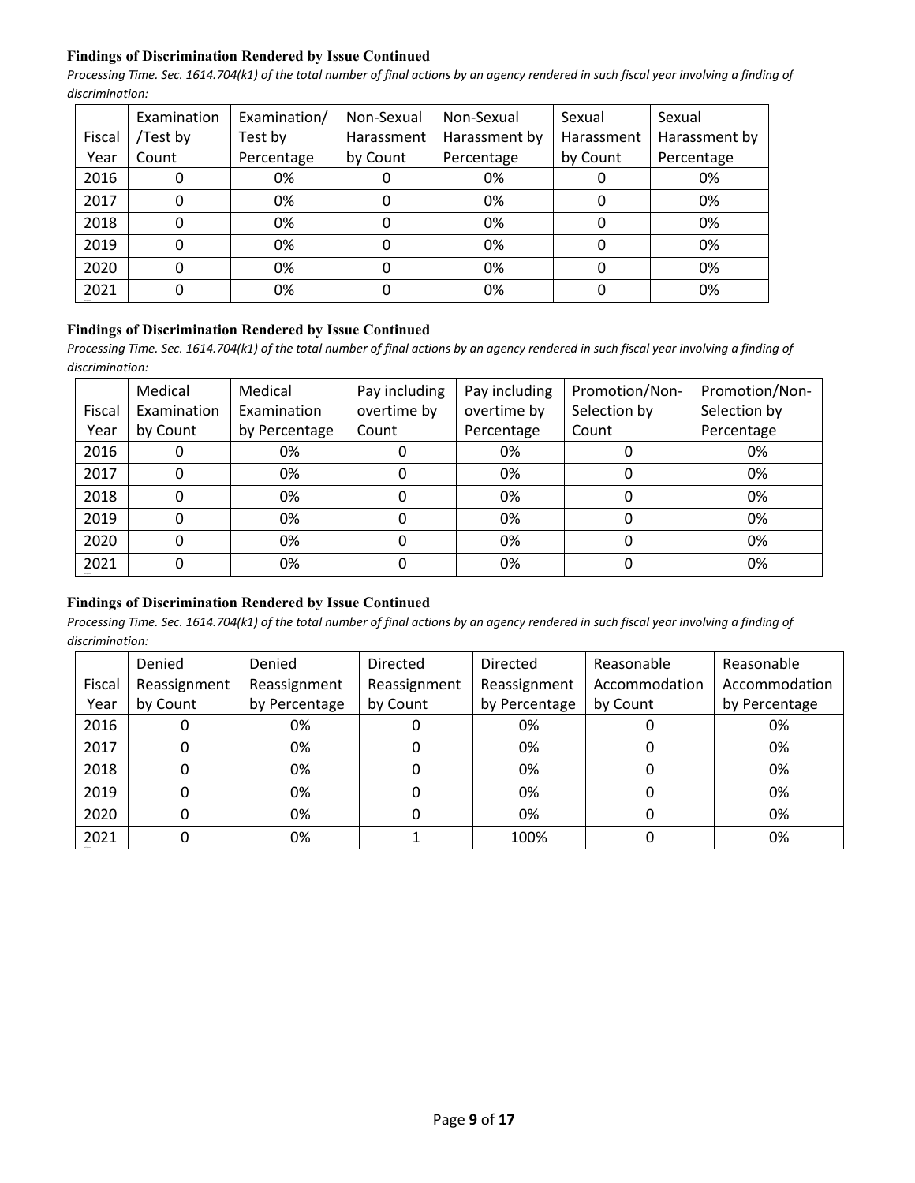**Findings of Discrimination Rendered by Issue Continued**

*Processing Time. Sec. 1614.704(k1) of the total number of final actions by an agency rendered in such fiscal year involving a finding of discrimination:*

| Fiscal Year | Examination /Test by Count | Examination/ Test by Percentage | Non-Sexual Harassment by Count | Non-Sexual Harassment by Percentage | Sexual Harassment by Count | Sexual Harassment by Percentage |
|---|---|---|---|---|---|---|
| 2016 | 0 | 0% | 0 | 0% | 0 | 0% |
| 2017 | 0 | 0% | 0 | 0% | 0 | 0% |
| 2018 | 0 | 0% | 0 | 0% | 0 | 0% |
| 2019 | 0 | 0% | 0 | 0% | 0 | 0% |
| 2020 | 0 | 0% | 0 | 0% | 0 | 0% |
| 2021 | 0 | 0% | 0 | 0% | 0 | 0% |

**Findings of Discrimination Rendered by Issue Continued**

*Processing Time. Sec. 1614.704(k1) of the total number of final actions by an agency rendered in such fiscal year involving a finding of discrimination:*

| Fiscal Year | Medical Examination by Count | Medical Examination by Percentage | Pay including overtime by Count | Pay including overtime by Percentage | Promotion/Non-Selection by Count | Promotion/Non-Selection by Percentage |
|---|---|---|---|---|---|---|
| 2016 | 0 | 0% | 0 | 0% | 0 | 0% |
| 2017 | 0 | 0% | 0 | 0% | 0 | 0% |
| 2018 | 0 | 0% | 0 | 0% | 0 | 0% |
| 2019 | 0 | 0% | 0 | 0% | 0 | 0% |
| 2020 | 0 | 0% | 0 | 0% | 0 | 0% |
| 2021 | 0 | 0% | 0 | 0% | 0 | 0% |

**Findings of Discrimination Rendered by Issue Continued**

*Processing Time. Sec. 1614.704(k1) of the total number of final actions by an agency rendered in such fiscal year involving a finding of discrimination:*

| Fiscal Year | Denied Reassignment by Count | Denied Reassignment by Percentage | Directed Reassignment by Count | Directed Reassignment by Percentage | Reasonable Accommodation by Count | Reasonable Accommodation by Percentage |
|---|---|---|---|---|---|---|
| 2016 | 0 | 0% | 0 | 0% | 0 | 0% |
| 2017 | 0 | 0% | 0 | 0% | 0 | 0% |
| 2018 | 0 | 0% | 0 | 0% | 0 | 0% |
| 2019 | 0 | 0% | 0 | 0% | 0 | 0% |
| 2020 | 0 | 0% | 0 | 0% | 0 | 0% |
| 2021 | 0 | 0% | 1 | 100% | 0 | 0% |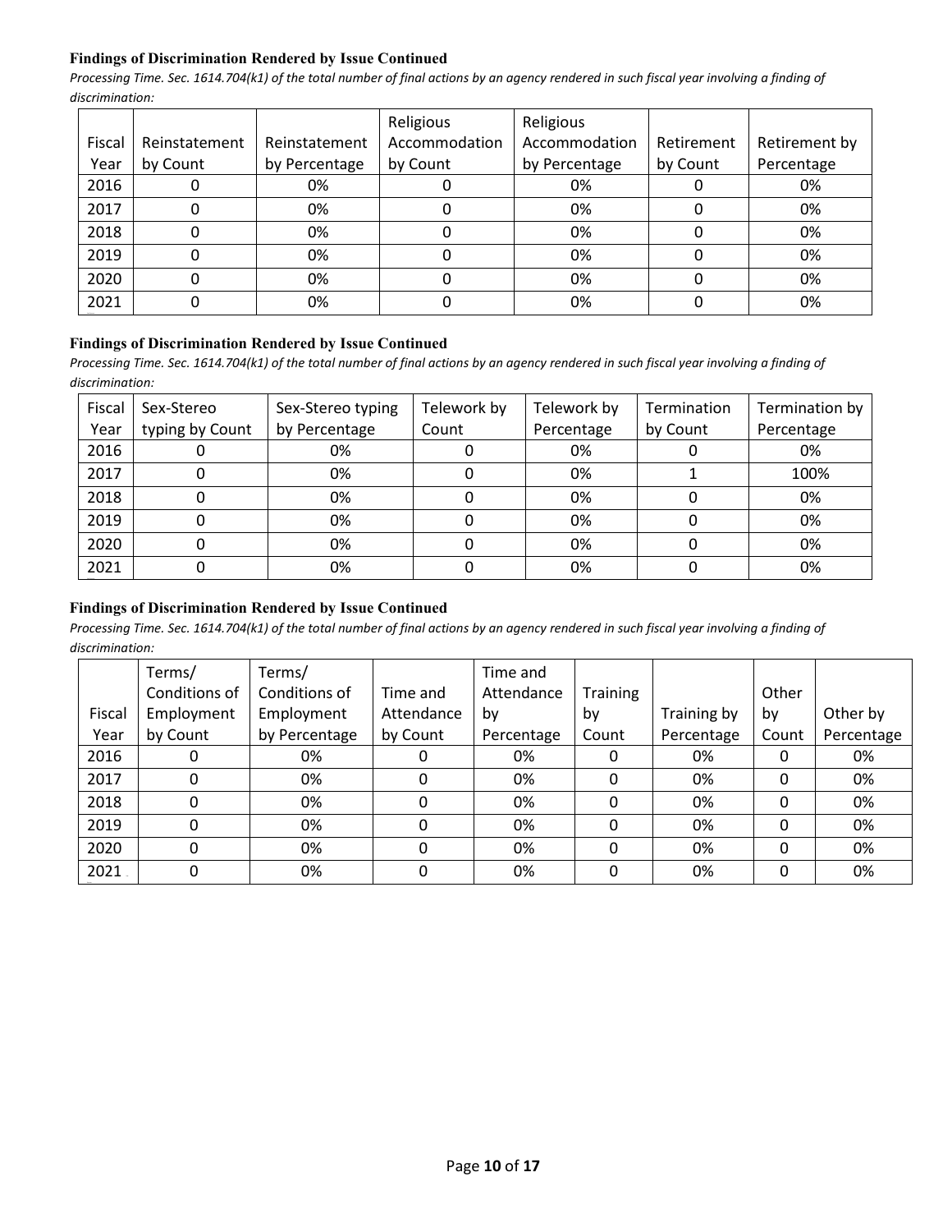**Findings of Discrimination Rendered by Issue Continued**

*Processing Time. Sec. 1614.704(k1) of the total number of final actions by an agency rendered in such fiscal year involving a finding of discrimination:*

| Fiscal Year | Reinstatement by Count | Reinstatement by Percentage | Religious Accommodation by Count | Religious Accommodation by Percentage | Retirement by Count | Retirement by Percentage |
|---|---|---|---|---|---|---|
| 2016 | 0 | 0% | 0 | 0% | 0 | 0% |
| 2017 | 0 | 0% | 0 | 0% | 0 | 0% |
| 2018 | 0 | 0% | 0 | 0% | 0 | 0% |
| 2019 | 0 | 0% | 0 | 0% | 0 | 0% |
| 2020 | 0 | 0% | 0 | 0% | 0 | 0% |
| 2021 | 0 | 0% | 0 | 0% | 0 | 0% |

**Findings of Discrimination Rendered by Issue Continued**

*Processing Time. Sec. 1614.704(k1) of the total number of final actions by an agency rendered in such fiscal year involving a finding of discrimination:*

| Fiscal Year | Sex-Stereo typing by Count | Sex-Stereo typing by Percentage | Telework by Count | Telework by Percentage | Termination by Count | Termination by Percentage |
|---|---|---|---|---|---|---|
| 2016 | 0 | 0% | 0 | 0% | 0 | 0% |
| 2017 | 0 | 0% | 0 | 0% | 1 | 100% |
| 2018 | 0 | 0% | 0 | 0% | 0 | 0% |
| 2019 | 0 | 0% | 0 | 0% | 0 | 0% |
| 2020 | 0 | 0% | 0 | 0% | 0 | 0% |
| 2021 | 0 | 0% | 0 | 0% | 0 | 0% |

**Findings of Discrimination Rendered by Issue Continued**

*Processing Time. Sec. 1614.704(k1) of the total number of final actions by an agency rendered in such fiscal year involving a finding of discrimination:*

| Fiscal Year | Terms/ Conditions of Employment by Count | Terms/ Conditions of Employment by Percentage | Time and Attendance by Count | Time and Attendance by Percentage | Training by Count | Training by Percentage | Other by Count | Other by Percentage |
|---|---|---|---|---|---|---|---|---|
| 2016 | 0 | 0% | 0 | 0% | 0 | 0% | 0 | 0% |
| 2017 | 0 | 0% | 0 | 0% | 0 | 0% | 0 | 0% |
| 2018 | 0 | 0% | 0 | 0% | 0 | 0% | 0 | 0% |
| 2019 | 0 | 0% | 0 | 0% | 0 | 0% | 0 | 0% |
| 2020 | 0 | 0% | 0 | 0% | 0 | 0% | 0 | 0% |
| 2021 | 0 | 0% | 0 | 0% | 0 | 0% | 0 | 0% |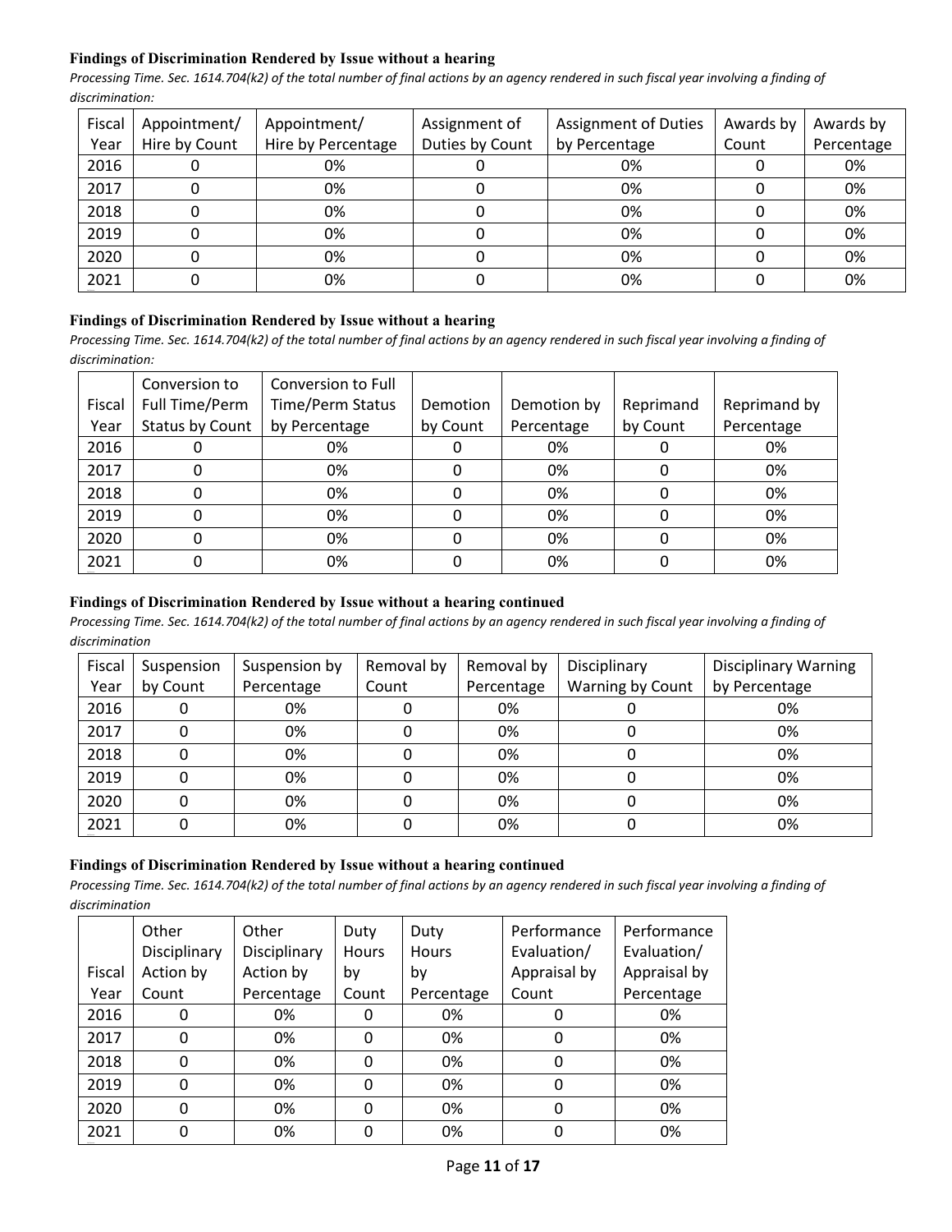**Findings of Discrimination Rendered by Issue without a hearing**

*Processing Time. Sec. 1614.704(k2) of the total number of final actions by an agency rendered in such fiscal year involving a finding of discrimination:*

| Fiscal Year | Appointment/ Hire by Count | Appointment/ Hire by Percentage | Assignment of Duties by Count | Assignment of Duties by Percentage | Awards by Count | Awards by Percentage |
|---|---|---|---|---|---|---|
| 2016 | 0 | 0% | 0 | 0% | 0 | 0% |
| 2017 | 0 | 0% | 0 | 0% | 0 | 0% |
| 2018 | 0 | 0% | 0 | 0% | 0 | 0% |
| 2019 | 0 | 0% | 0 | 0% | 0 | 0% |
| 2020 | 0 | 0% | 0 | 0% | 0 | 0% |
| 2021 | 0 | 0% | 0 | 0% | 0 | 0% |

**Findings of Discrimination Rendered by Issue without a hearing**

*Processing Time. Sec. 1614.704(k2) of the total number of final actions by an agency rendered in such fiscal year involving a finding of discrimination:*

| Fiscal Year | Conversion to Full Time/Perm Status by Count | Conversion to Full Time/Perm Status by Percentage | Demotion by Count | Demotion by Percentage | Reprimand by Count | Reprimand by Percentage |
|---|---|---|---|---|---|---|
| 2016 | 0 | 0% | 0 | 0% | 0 | 0% |
| 2017 | 0 | 0% | 0 | 0% | 0 | 0% |
| 2018 | 0 | 0% | 0 | 0% | 0 | 0% |
| 2019 | 0 | 0% | 0 | 0% | 0 | 0% |
| 2020 | 0 | 0% | 0 | 0% | 0 | 0% |
| 2021 | 0 | 0% | 0 | 0% | 0 | 0% |

**Findings of Discrimination Rendered by Issue without a hearing continued**

*Processing Time. Sec. 1614.704(k2) of the total number of final actions by an agency rendered in such fiscal year involving a finding of discrimination*

| Fiscal Year | Suspension by Count | Suspension by Percentage | Removal by Count | Removal by Percentage | Disciplinary Warning by Count | Disciplinary Warning by Percentage |
|---|---|---|---|---|---|---|
| 2016 | 0 | 0% | 0 | 0% | 0 | 0% |
| 2017 | 0 | 0% | 0 | 0% | 0 | 0% |
| 2018 | 0 | 0% | 0 | 0% | 0 | 0% |
| 2019 | 0 | 0% | 0 | 0% | 0 | 0% |
| 2020 | 0 | 0% | 0 | 0% | 0 | 0% |
| 2021 | 0 | 0% | 0 | 0% | 0 | 0% |

**Findings of Discrimination Rendered by Issue without a hearing continued**

*Processing Time. Sec. 1614.704(k2) of the total number of final actions by an agency rendered in such fiscal year involving a finding of discrimination*

| Fiscal Year | Other Disciplinary Action by Count | Other Disciplinary Action by Percentage | Duty Hours by Count | Duty Hours by Percentage | Performance Evaluation/ Appraisal by Count | Performance Evaluation/ Appraisal by Percentage |
|---|---|---|---|---|---|---|
| 2016 | 0 | 0% | 0 | 0% | 0 | 0% |
| 2017 | 0 | 0% | 0 | 0% | 0 | 0% |
| 2018 | 0 | 0% | 0 | 0% | 0 | 0% |
| 2019 | 0 | 0% | 0 | 0% | 0 | 0% |
| 2020 | 0 | 0% | 0 | 0% | 0 | 0% |
| 2021 | 0 | 0% | 0 | 0% | 0 | 0% |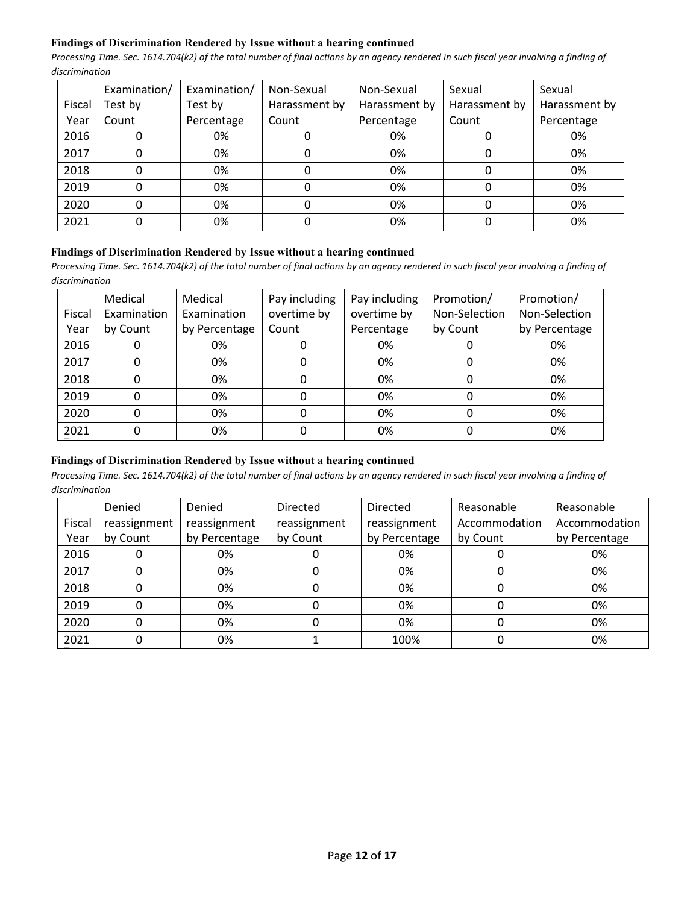**Findings of Discrimination Rendered by Issue without a hearing continued**

*Processing Time. Sec. 1614.704(k2) of the total number of final actions by an agency rendered in such fiscal year involving a finding of discrimination*

| Fiscal Year | Examination/ Test by Count | Examination/ Test by Percentage | Non-Sexual Harassment by Count | Non-Sexual Harassment by Percentage | Sexual Harassment by Count | Sexual Harassment by Percentage |
|---|---|---|---|---|---|---|
| 2016 | 0 | 0% | 0 | 0% | 0 | 0% |
| 2017 | 0 | 0% | 0 | 0% | 0 | 0% |
| 2018 | 0 | 0% | 0 | 0% | 0 | 0% |
| 2019 | 0 | 0% | 0 | 0% | 0 | 0% |
| 2020 | 0 | 0% | 0 | 0% | 0 | 0% |
| 2021 | 0 | 0% | 0 | 0% | 0 | 0% |

**Findings of Discrimination Rendered by Issue without a hearing continued**

*Processing Time. Sec. 1614.704(k2) of the total number of final actions by an agency rendered in such fiscal year involving a finding of discrimination*

| Fiscal Year | Medical Examination by Count | Medical Examination by Percentage | Pay including overtime by Count | Pay including overtime by Percentage | Promotion/ Non-Selection by Count | Promotion/ Non-Selection by Percentage |
|---|---|---|---|---|---|---|
| 2016 | 0 | 0% | 0 | 0% | 0 | 0% |
| 2017 | 0 | 0% | 0 | 0% | 0 | 0% |
| 2018 | 0 | 0% | 0 | 0% | 0 | 0% |
| 2019 | 0 | 0% | 0 | 0% | 0 | 0% |
| 2020 | 0 | 0% | 0 | 0% | 0 | 0% |
| 2021 | 0 | 0% | 0 | 0% | 0 | 0% |

**Findings of Discrimination Rendered by Issue without a hearing continued**

*Processing Time. Sec. 1614.704(k2) of the total number of final actions by an agency rendered in such fiscal year involving a finding of discrimination*

| Fiscal Year | Denied reassignment by Count | Denied reassignment by Percentage | Directed reassignment by Count | Directed reassignment by Percentage | Reasonable Accommodation by Count | Reasonable Accommodation by Percentage |
|---|---|---|---|---|---|---|
| 2016 | 0 | 0% | 0 | 0% | 0 | 0% |
| 2017 | 0 | 0% | 0 | 0% | 0 | 0% |
| 2018 | 0 | 0% | 0 | 0% | 0 | 0% |
| 2019 | 0 | 0% | 0 | 0% | 0 | 0% |
| 2020 | 0 | 0% | 0 | 0% | 0 | 0% |
| 2021 | 0 | 0% | 1 | 100% | 0 | 0% |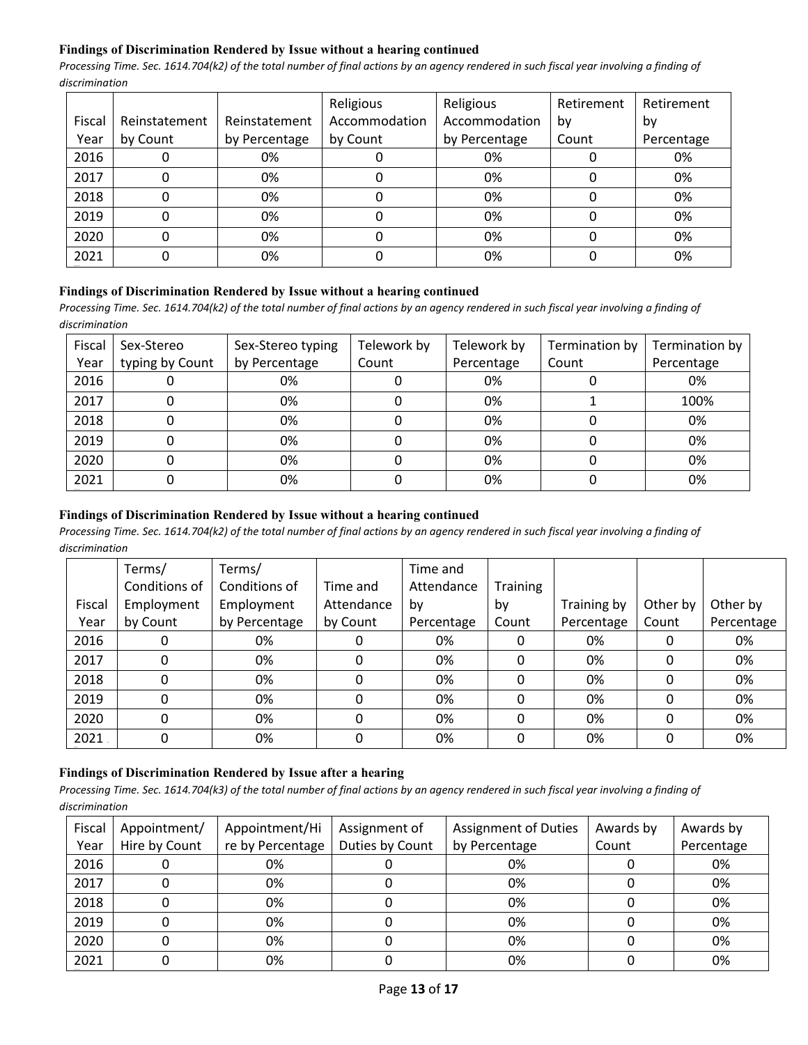#### Findings of Discrimination Rendered by Issue without a hearing continued

*Processing Time. Sec. 1614.704(k2) of the total number of final actions by an agency rendered in such fiscal year involving a finding of discrimination*

| Fiscal Year | Reinstatement by Count | Reinstatement by Percentage | Religious Accommodation by Count | Religious Accommodation by Percentage | Retirement by Count | Retirement by Percentage |
|---|---|---|---|---|---|---|
| 2016 | 0 | 0% | 0 | 0% | 0 | 0% |
| 2017 | 0 | 0% | 0 | 0% | 0 | 0% |
| 2018 | 0 | 0% | 0 | 0% | 0 | 0% |
| 2019 | 0 | 0% | 0 | 0% | 0 | 0% |
| 2020 | 0 | 0% | 0 | 0% | 0 | 0% |
| 2021 | 0 | 0% | 0 | 0% | 0 | 0% |

#### Findings of Discrimination Rendered by Issue without a hearing continued

*Processing Time. Sec. 1614.704(k2) of the total number of final actions by an agency rendered in such fiscal year involving a finding of discrimination*

| Fiscal Year | Sex-Stereo typing by Count | Sex-Stereo typing by Percentage | Telework by Count | Telework by Percentage | Termination by Count | Termination by Percentage |
|---|---|---|---|---|---|---|
| 2016 | 0 | 0% | 0 | 0% | 0 | 0% |
| 2017 | 0 | 0% | 0 | 0% | 1 | 100% |
| 2018 | 0 | 0% | 0 | 0% | 0 | 0% |
| 2019 | 0 | 0% | 0 | 0% | 0 | 0% |
| 2020 | 0 | 0% | 0 | 0% | 0 | 0% |
| 2021 | 0 | 0% | 0 | 0% | 0 | 0% |

#### Findings of Discrimination Rendered by Issue without a hearing continued

*Processing Time. Sec. 1614.704(k2) of the total number of final actions by an agency rendered in such fiscal year involving a finding of discrimination*

| Fiscal Year | Terms/ Conditions of Employment by Count | Terms/ Conditions of Employment by Percentage | Time and Attendance by Count | Time and Attendance by Percentage | Training by Count | Training by Percentage | Other by Count | Other by Percentage |
|---|---|---|---|---|---|---|---|---|
| 2016 | 0 | 0% | 0 | 0% | 0 | 0% | 0 | 0% |
| 2017 | 0 | 0% | 0 | 0% | 0 | 0% | 0 | 0% |
| 2018 | 0 | 0% | 0 | 0% | 0 | 0% | 0 | 0% |
| 2019 | 0 | 0% | 0 | 0% | 0 | 0% | 0 | 0% |
| 2020 | 0 | 0% | 0 | 0% | 0 | 0% | 0 | 0% |
| 2021 | 0 | 0% | 0 | 0% | 0 | 0% | 0 | 0% |

#### Findings of Discrimination Rendered by Issue after a hearing

*Processing Time. Sec. 1614.704(k3) of the total number of final actions by an agency rendered in such fiscal year involving a finding of discrimination*

| Fiscal Year | Appointment/ Hire by Count | Appointment/Hire by Percentage | Assignment of Duties by Count | Assignment of Duties by Percentage | Awards by Count | Awards by Percentage |
|---|---|---|---|---|---|---|
| 2016 | 0 | 0% | 0 | 0% | 0 | 0% |
| 2017 | 0 | 0% | 0 | 0% | 0 | 0% |
| 2018 | 0 | 0% | 0 | 0% | 0 | 0% |
| 2019 | 0 | 0% | 0 | 0% | 0 | 0% |
| 2020 | 0 | 0% | 0 | 0% | 0 | 0% |
| 2021 | 0 | 0% | 0 | 0% | 0 | 0% |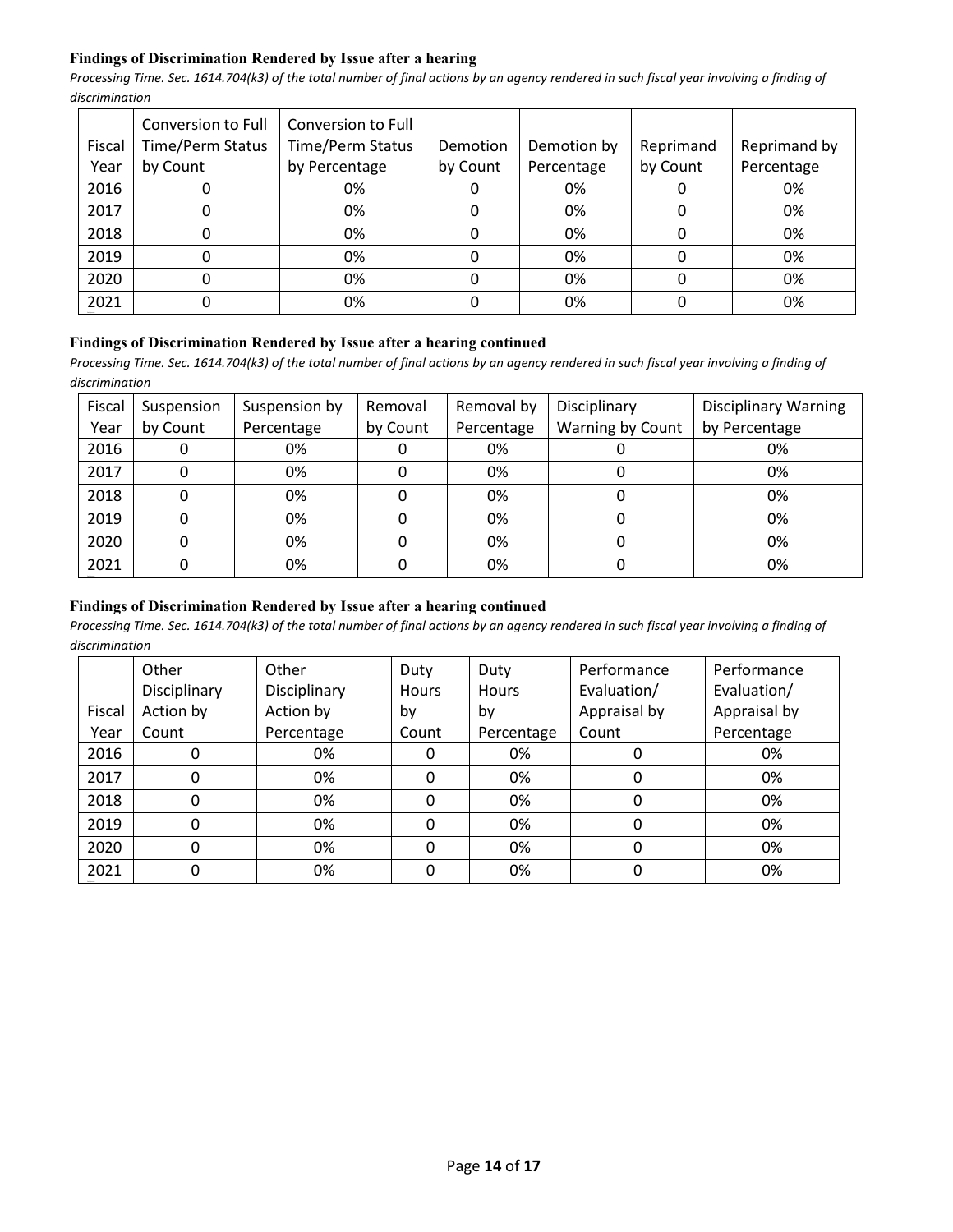**Findings of Discrimination Rendered by Issue after a hearing**

*Processing Time. Sec. 1614.704(k3) of the total number of final actions by an agency rendered in such fiscal year involving a finding of discrimination*

| Fiscal Year | Conversion to Full Time/Perm Status by Count | Conversion to Full Time/Perm Status by Percentage | Demotion by Count | Demotion by Percentage | Reprimand by Count | Reprimand by Percentage |
|---|---|---|---|---|---|---|
| 2016 | 0 | 0% | 0 | 0% | 0 | 0% |
| 2017 | 0 | 0% | 0 | 0% | 0 | 0% |
| 2018 | 0 | 0% | 0 | 0% | 0 | 0% |
| 2019 | 0 | 0% | 0 | 0% | 0 | 0% |
| 2020 | 0 | 0% | 0 | 0% | 0 | 0% |
| 2021 | 0 | 0% | 0 | 0% | 0 | 0% |

**Findings of Discrimination Rendered by Issue after a hearing continued**

*Processing Time. Sec. 1614.704(k3) of the total number of final actions by an agency rendered in such fiscal year involving a finding of discrimination*

| Fiscal Year | Suspension by Count | Suspension by Percentage | Removal by Count | Removal by Percentage | Disciplinary Warning by Count | Disciplinary Warning by Percentage |
|---|---|---|---|---|---|---|
| 2016 | 0 | 0% | 0 | 0% | 0 | 0% |
| 2017 | 0 | 0% | 0 | 0% | 0 | 0% |
| 2018 | 0 | 0% | 0 | 0% | 0 | 0% |
| 2019 | 0 | 0% | 0 | 0% | 0 | 0% |
| 2020 | 0 | 0% | 0 | 0% | 0 | 0% |
| 2021 | 0 | 0% | 0 | 0% | 0 | 0% |

**Findings of Discrimination Rendered by Issue after a hearing continued**

*Processing Time. Sec. 1614.704(k3) of the total number of final actions by an agency rendered in such fiscal year involving a finding of discrimination*

| Fiscal Year | Other Disciplinary Action by Count | Other Disciplinary Action by Percentage | Duty Hours by Count | Duty Hours by Percentage | Performance Evaluation/ Appraisal by Count | Performance Evaluation/ Appraisal by Percentage |
|---|---|---|---|---|---|---|
| 2016 | 0 | 0% | 0 | 0% | 0 | 0% |
| 2017 | 0 | 0% | 0 | 0% | 0 | 0% |
| 2018 | 0 | 0% | 0 | 0% | 0 | 0% |
| 2019 | 0 | 0% | 0 | 0% | 0 | 0% |
| 2020 | 0 | 0% | 0 | 0% | 0 | 0% |
| 2021 | 0 | 0% | 0 | 0% | 0 | 0% |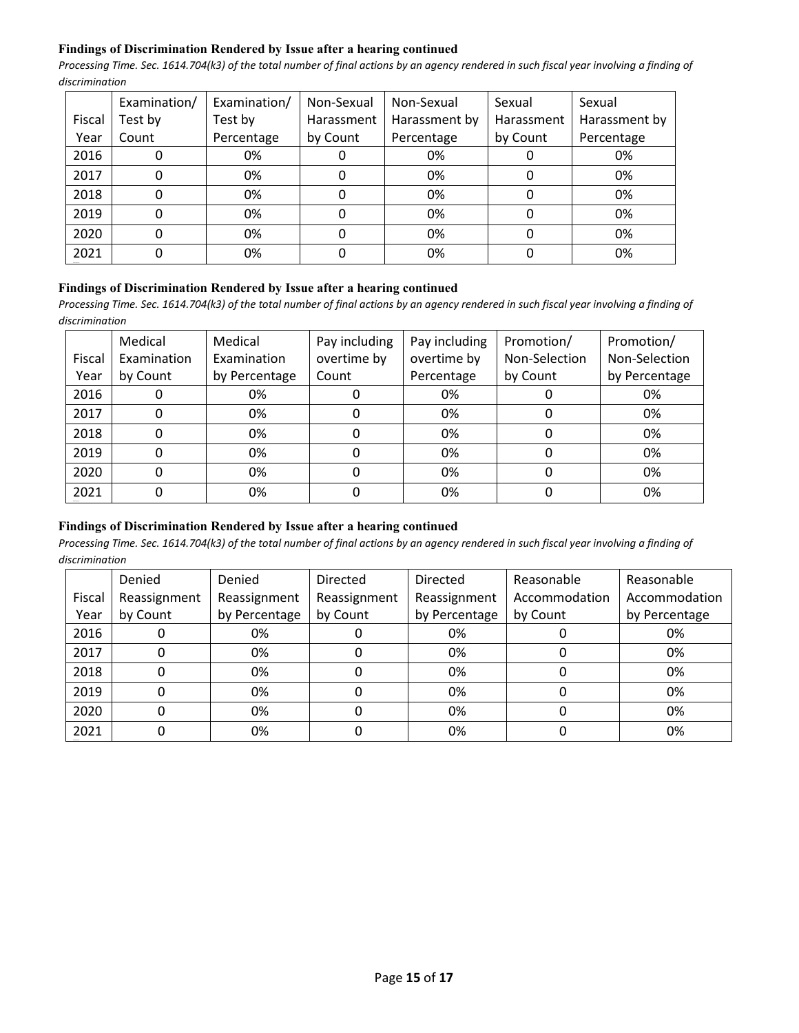**Findings of Discrimination Rendered by Issue after a hearing continued**

*Processing Time. Sec. 1614.704(k3) of the total number of final actions by an agency rendered in such fiscal year involving a finding of discrimination*

| Fiscal Year | Examination/ Test by Count | Examination/ Test by Percentage | Non-Sexual Harassment by Count | Non-Sexual Harassment by Percentage | Sexual Harassment by Count | Sexual Harassment by Percentage |
|---|---|---|---|---|---|---|
| 2016 | 0 | 0% | 0 | 0% | 0 | 0% |
| 2017 | 0 | 0% | 0 | 0% | 0 | 0% |
| 2018 | 0 | 0% | 0 | 0% | 0 | 0% |
| 2019 | 0 | 0% | 0 | 0% | 0 | 0% |
| 2020 | 0 | 0% | 0 | 0% | 0 | 0% |
| 2021 | 0 | 0% | 0 | 0% | 0 | 0% |

**Findings of Discrimination Rendered by Issue after a hearing continued**

*Processing Time. Sec. 1614.704(k3) of the total number of final actions by an agency rendered in such fiscal year involving a finding of discrimination*

| Fiscal Year | Medical Examination by Count | Medical Examination by Percentage | Pay including overtime by Count | Pay including overtime by Percentage | Promotion/ Non-Selection by Count | Promotion/ Non-Selection by Percentage |
|---|---|---|---|---|---|---|
| 2016 | 0 | 0% | 0 | 0% | 0 | 0% |
| 2017 | 0 | 0% | 0 | 0% | 0 | 0% |
| 2018 | 0 | 0% | 0 | 0% | 0 | 0% |
| 2019 | 0 | 0% | 0 | 0% | 0 | 0% |
| 2020 | 0 | 0% | 0 | 0% | 0 | 0% |
| 2021 | 0 | 0% | 0 | 0% | 0 | 0% |

**Findings of Discrimination Rendered by Issue after a hearing continued**

*Processing Time. Sec. 1614.704(k3) of the total number of final actions by an agency rendered in such fiscal year involving a finding of discrimination*

| Fiscal Year | Denied Reassignment by Count | Denied Reassignment by Percentage | Directed Reassignment by Count | Directed Reassignment by Percentage | Reasonable Accommodation by Count | Reasonable Accommodation by Percentage |
|---|---|---|---|---|---|---|
| 2016 | 0 | 0% | 0 | 0% | 0 | 0% |
| 2017 | 0 | 0% | 0 | 0% | 0 | 0% |
| 2018 | 0 | 0% | 0 | 0% | 0 | 0% |
| 2019 | 0 | 0% | 0 | 0% | 0 | 0% |
| 2020 | 0 | 0% | 0 | 0% | 0 | 0% |
| 2021 | 0 | 0% | 0 | 0% | 0 | 0% |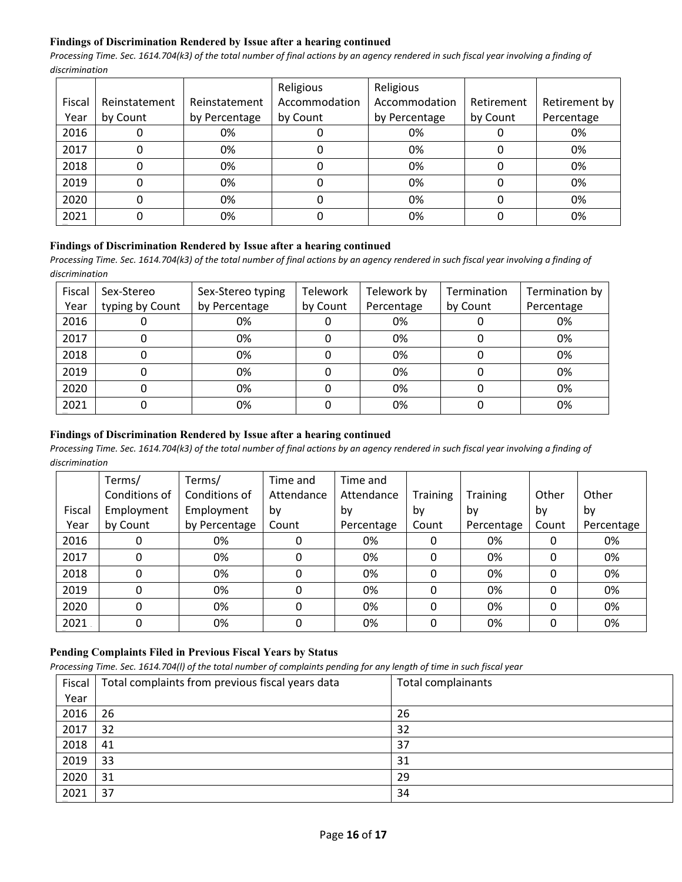**Findings of Discrimination Rendered by Issue after a hearing continued**

*Processing Time. Sec. 1614.704(k3) of the total number of final actions by an agency rendered in such fiscal year involving a finding of discrimination*

| Fiscal Year | Reinstatement by Count | Reinstatement by Percentage | Religious Accommodation by Count | Religious Accommodation by Percentage | Retirement by Count | Retirement by Percentage |
|---|---|---|---|---|---|---|
| 2016 | 0 | 0% | 0 | 0% | 0 | 0% |
| 2017 | 0 | 0% | 0 | 0% | 0 | 0% |
| 2018 | 0 | 0% | 0 | 0% | 0 | 0% |
| 2019 | 0 | 0% | 0 | 0% | 0 | 0% |
| 2020 | 0 | 0% | 0 | 0% | 0 | 0% |
| 2021 | 0 | 0% | 0 | 0% | 0 | 0% |

**Findings of Discrimination Rendered by Issue after a hearing continued**

*Processing Time. Sec. 1614.704(k3) of the total number of final actions by an agency rendered in such fiscal year involving a finding of discrimination*

| Fiscal Year | Sex-Stereo typing by Count | Sex-Stereo typing by Percentage | Telework by Count | Telework by Percentage | Termination by Count | Termination by Percentage |
|---|---|---|---|---|---|---|
| 2016 | 0 | 0% | 0 | 0% | 0 | 0% |
| 2017 | 0 | 0% | 0 | 0% | 0 | 0% |
| 2018 | 0 | 0% | 0 | 0% | 0 | 0% |
| 2019 | 0 | 0% | 0 | 0% | 0 | 0% |
| 2020 | 0 | 0% | 0 | 0% | 0 | 0% |
| 2021 | 0 | 0% | 0 | 0% | 0 | 0% |

**Findings of Discrimination Rendered by Issue after a hearing continued**

*Processing Time. Sec. 1614.704(k3) of the total number of final actions by an agency rendered in such fiscal year involving a finding of discrimination*

| Fiscal Year | Terms/ Conditions of Employment by Count | Terms/ Conditions of Employment by Percentage | Time and Attendance by Count | Time and Attendance by Percentage | Training by Count | Training by Percentage | Other by Count | Other by Percentage |
|---|---|---|---|---|---|---|---|---|
| 2016 | 0 | 0% | 0 | 0% | 0 | 0% | 0 | 0% |
| 2017 | 0 | 0% | 0 | 0% | 0 | 0% | 0 | 0% |
| 2018 | 0 | 0% | 0 | 0% | 0 | 0% | 0 | 0% |
| 2019 | 0 | 0% | 0 | 0% | 0 | 0% | 0 | 0% |
| 2020 | 0 | 0% | 0 | 0% | 0 | 0% | 0 | 0% |
| 2021 | 0 | 0% | 0 | 0% | 0 | 0% | 0 | 0% |

**Pending Complaints Filed in Previous Fiscal Years by Status**

*Processing Time. Sec. 1614.704(l) of the total number of complaints pending for any length of time in such fiscal year*

| Fiscal Year | Total complaints from previous fiscal years data | Total complainants |
|---|---|---|
| 2016 | 26 | 26 |
| 2017 | 32 | 32 |
| 2018 | 41 | 37 |
| 2019 | 33 | 31 |
| 2020 | 31 | 29 |
| 2021 | 37 | 34 |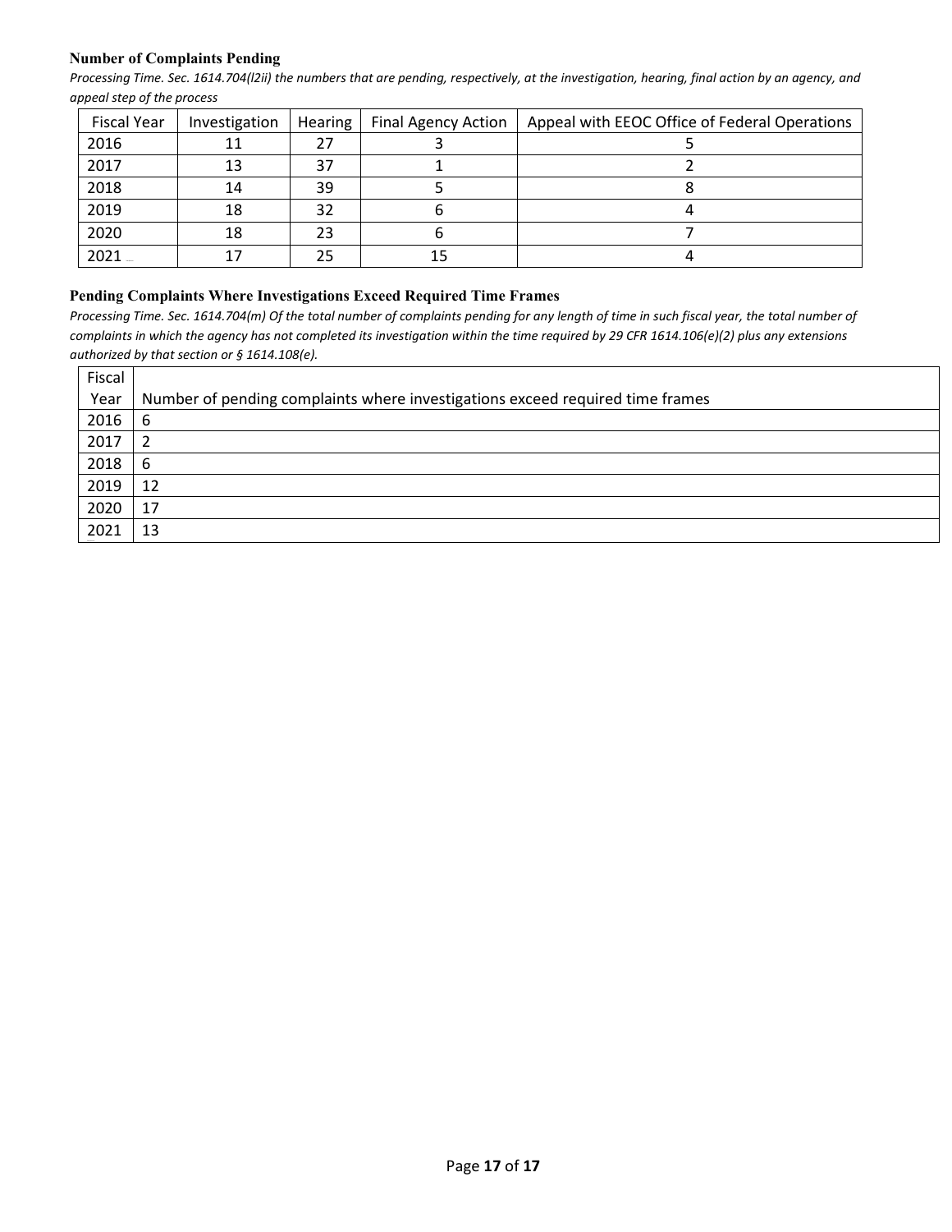**Number of Complaints Pending**

*Processing Time. Sec. 1614.704(l2ii) the numbers that are pending, respectively, at the investigation, hearing, final action by an agency, and appeal step of the process*

| Fiscal Year | Investigation | Hearing | Final Agency Action | Appeal with EEOC Office of Federal Operations |
|---|---|---|---|---|
| 2016 | 11 | 27 | 3 | 5 |
| 2017 | 13 | 37 | 1 | 2 |
| 2018 | 14 | 39 | 5 | 8 |
| 2019 | 18 | 32 | 6 | 4 |
| 2020 | 18 | 23 | 6 | 7 |
| 2021 | 17 | 25 | 15 | 4 |

**Pending Complaints Where Investigations Exceed Required Time Frames**

*Processing Time. Sec. 1614.704(m) Of the total number of complaints pending for any length of time in such fiscal year, the total number of complaints in which the agency has not completed its investigation within the time required by 29 CFR 1614.106(e)(2) plus any extensions authorized by that section or § 1614.108(e).*

| Fiscal Year | Number of pending complaints where investigations exceed required time frames |
|---|---|
| 2016 | 6 |
| 2017 | 2 |
| 2018 | 6 |
| 2019 | 12 |
| 2020 | 17 |
| 2021 | 13 |